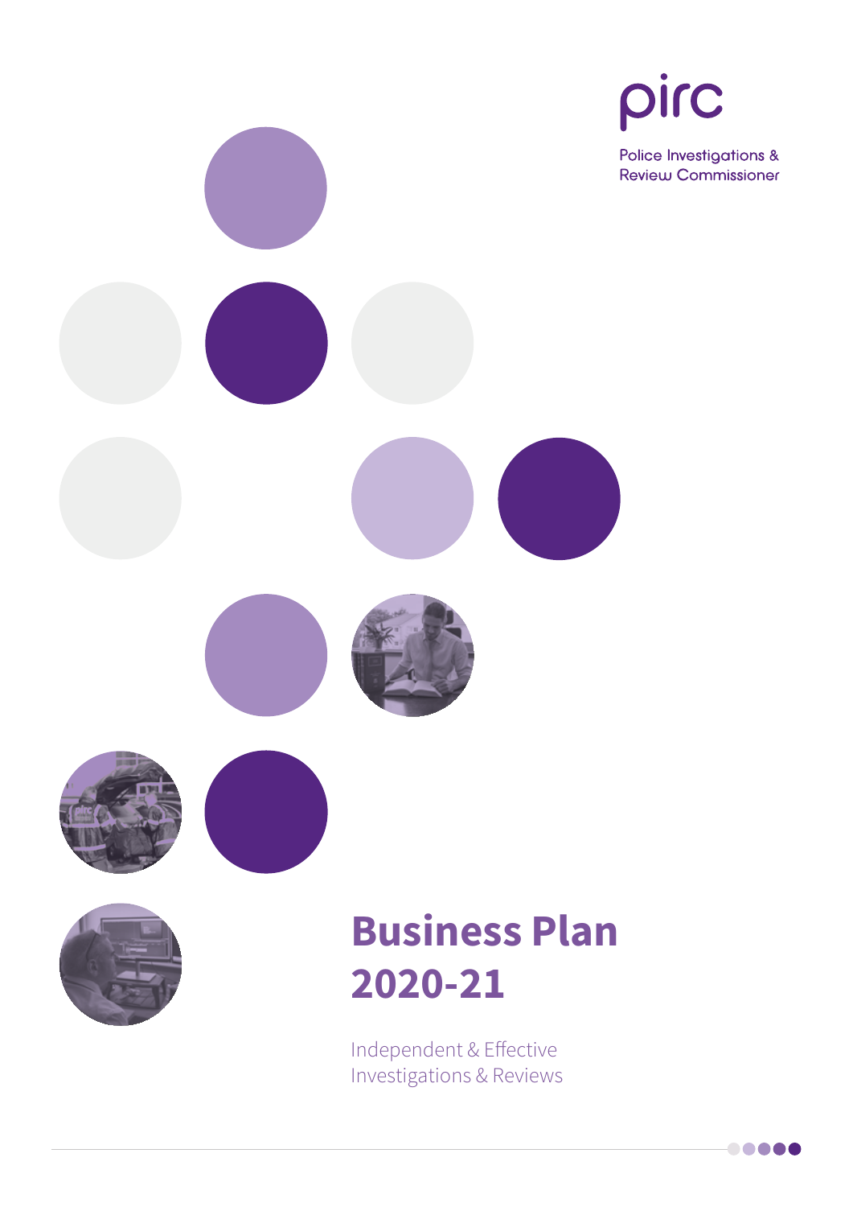pirc

Police Investigations & Review Commissioner

# Business Plan 2020-21

Independent & Effective Investigations & Reviews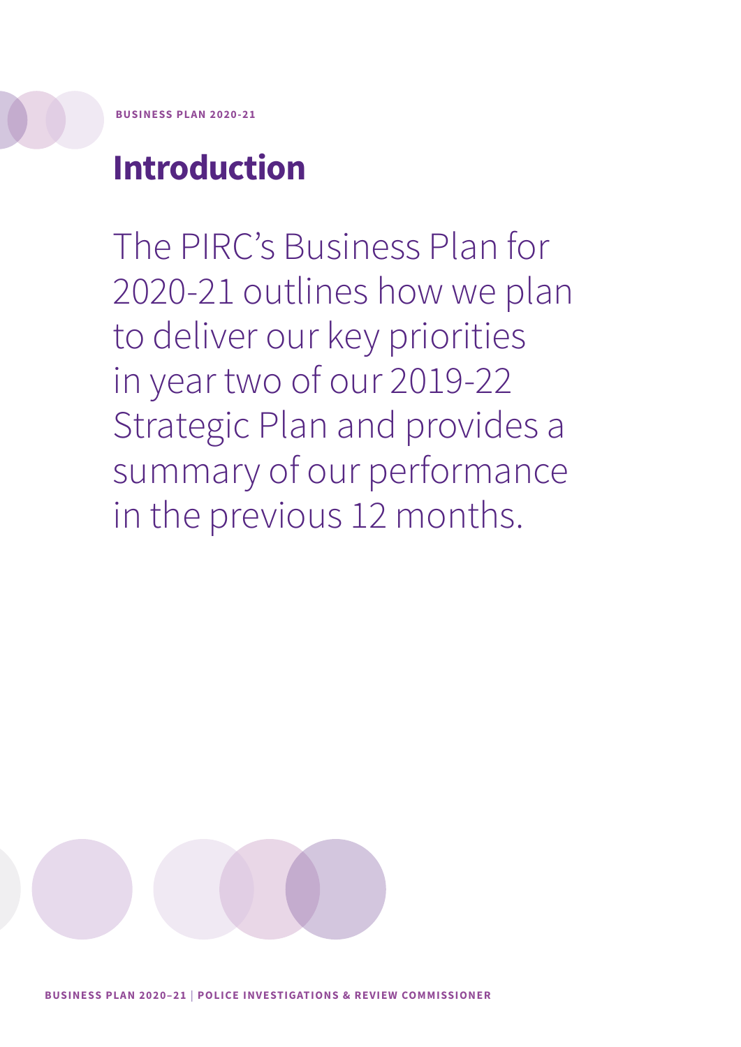# Introduction

The PIRC's Business Plan for 2020-21 outlines how we plan to deliver our key priorities in year two of our 2019-22 Strategic Plan and provides a summary of our performance in the previous 12 months.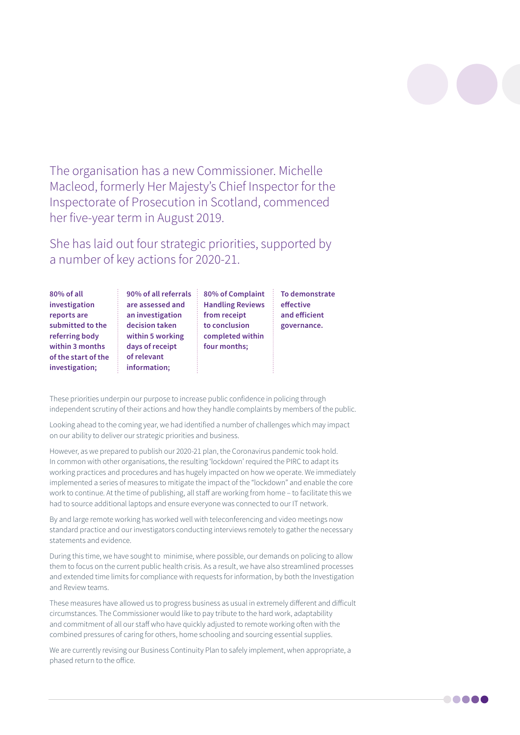The organisation has a new Commissioner. Michelle Macleod, formerly Her Majesty's Chief Inspector for the Inspectorate of Prosecution in Scotland, commenced her five-year term in August 2019.

She has laid out four strategic priorities, supported by a number of key actions for 2020-21.

- **80% of all investigation reports are submitted to the referring body within 3 months of the start of the investigation;**
- **90% of all referrals are assessed and an investigation decision taken within 5 working days of receipt of relevant information;**
- **80% of Complaint Handling Reviews from receipt to conclusion completed within four months;**
- **To demonstrate effective and efficient governance.**

These priorities underpin our purpose to increase public confidence in policing through independent scrutiny of their actions and how they handle complaints by members of the public.

Looking ahead to the coming year, we had identified a number of challenges which may impact on our ability to deliver our strategic priorities and business.

However, as we prepared to publish our 2020-21 plan, the Coronavirus pandemic took hold. In common with other organisations, the resulting 'lockdown' required the PIRC to adapt its working practices and procedures and has hugely impacted on how we operate. We immediately implemented a series of measures to mitigate the impact of the "lockdown" and enable the core work to continue. At the time of publishing, all staff are working from home – to facilitate this we had to source additional laptops and ensure everyone was connected to our IT network.

By and large remote working has worked well with teleconferencing and video meetings now standard practice and our investigators conducting interviews remotely to gather the necessary statements and evidence.

During this time, we have sought to minimise, where possible, our demands on policing to allow them to focus on the current public health crisis. As a result, we have also streamlined processes and extended time limits for compliance with requests for information, by both the Investigation and Review teams.

These measures have allowed us to progress business as usual in extremely different and difficult circumstances. The Commissioner would like to pay tribute to the hard work, adaptability and commitment of all our staff who have quickly adjusted to remote working often with the combined pressures of caring for others, home schooling and sourcing essential supplies.

We are currently revising our Business Continuity Plan to safely implement, when appropriate, a phased return to the office.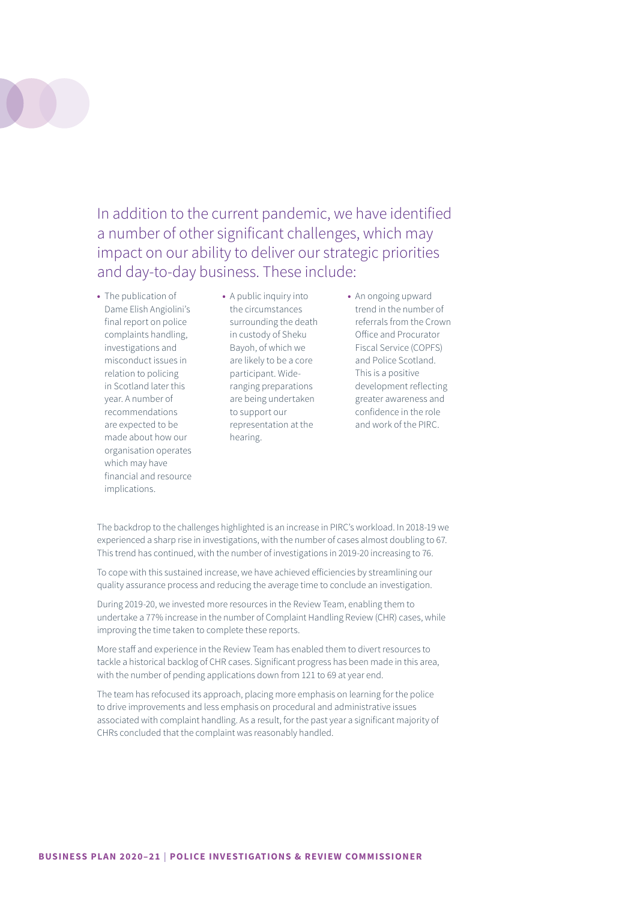In addition to the current pandemic, we have identified a number of other significant challenges, which may impact on our ability to deliver our strategic priorities and day-to-day business. These include:

- The publication of Dame Elish Angiolini's final report on police complaints handling, investigations and misconduct issues in relation to policing in Scotland later this year. A number of recommendations are expected to be made about how our organisation operates which may have financial and resource implications.
- A public inquiry into the circumstances surrounding the death in custody of Sheku Bayoh, of which we are likely to be a core participant. Wide-ranging preparations are being undertaken to support our representation at the hearing.
- An ongoing upward trend in the number of referrals from the Crown Office and Procurator Fiscal Service (COPFS) and Police Scotland. This is a positive development reflecting greater awareness and confidence in the role and work of the PIRC.

The backdrop to the challenges highlighted is an increase in PIRC's workload. In 2018-19 we experienced a sharp rise in investigations, with the number of cases almost doubling to 67. This trend has continued, with the number of investigations in 2019-20 increasing to 76.

To cope with this sustained increase, we have achieved efficiencies by streamlining our quality assurance process and reducing the average time to conclude an investigation.

During 2019-20, we invested more resources in the Review Team, enabling them to undertake a 77% increase in the number of Complaint Handling Review (CHR) cases, while improving the time taken to complete these reports.

More staff and experience in the Review Team has enabled them to divert resources to tackle a historical backlog of CHR cases. Significant progress has been made in this area, with the number of pending applications down from 121 to 69 at year end.

The team has refocused its approach, placing more emphasis on learning for the police to drive improvements and less emphasis on procedural and administrative issues associated with complaint handling. As a result, for the past year a significant majority of CHRs concluded that the complaint was reasonably handled.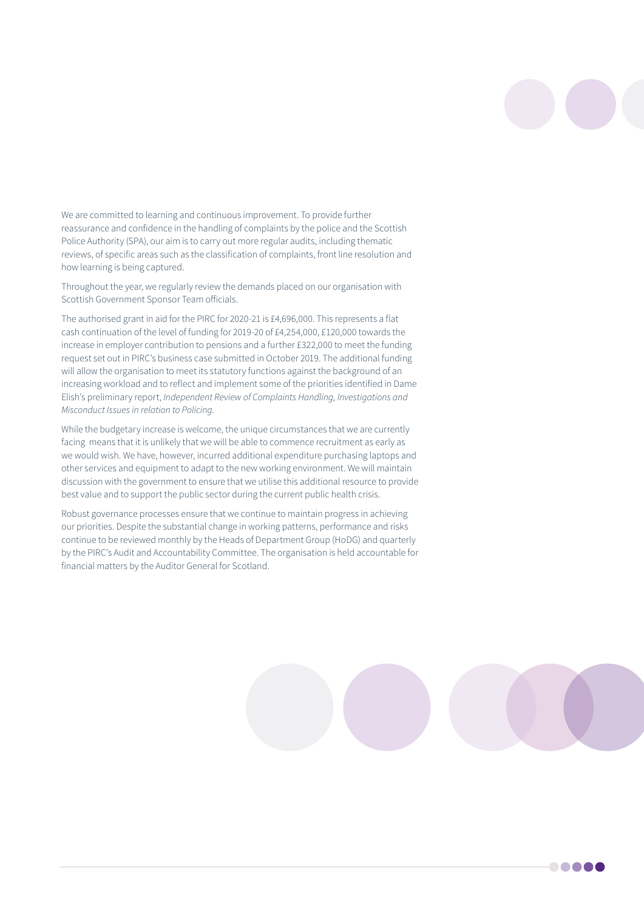We are committed to learning and continuous improvement. To provide further reassurance and confidence in the handling of complaints by the police and the Scottish Police Authority (SPA), our aim is to carry out more regular audits, including thematic reviews, of specific areas such as the classification of complaints, front line resolution and how learning is being captured.

Throughout the year, we regularly review the demands placed on our organisation with Scottish Government Sponsor Team officials.

The authorised grant in aid for the PIRC for 2020-21 is £4,696,000. This represents a flat cash continuation of the level of funding for 2019-20 of £4,254,000, £120,000 towards the increase in employer contribution to pensions and a further £322,000 to meet the funding request set out in PIRC's business case submitted in October 2019. The additional funding will allow the organisation to meet its statutory functions against the background of an increasing workload and to reflect and implement some of the priorities identified in Dame Elish's preliminary report, *Independent Review of Complaints Handling, Investigations and Misconduct Issues in relation to Policing.*

While the budgetary increase is welcome, the unique circumstances that we are currently facing means that it is unlikely that we will be able to commence recruitment as early as we would wish. We have, however, incurred additional expenditure purchasing laptops and other services and equipment to adapt to the new working environment. We will maintain discussion with the government to ensure that we utilise this additional resource to provide best value and to support the public sector during the current public health crisis.

Robust governance processes ensure that we continue to maintain progress in achieving our priorities. Despite the substantial change in working patterns, performance and risks continue to be reviewed monthly by the Heads of Department Group (HoDG) and quarterly by the PIRC's Audit and Accountability Committee. The organisation is held accountable for financial matters by the Auditor General for Scotland.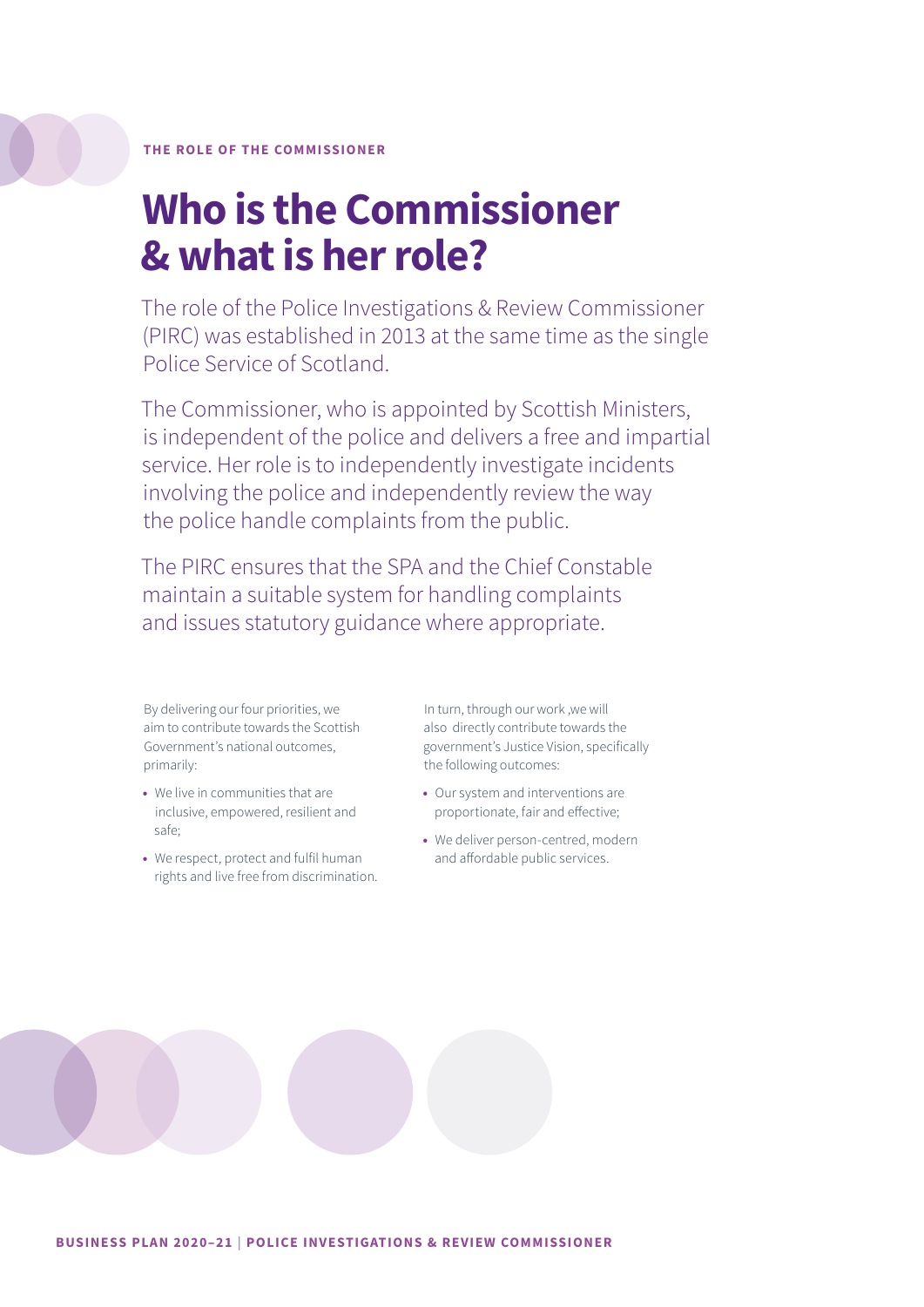THE ROLE OF THE COMMISSIONER

# Who is the Commissioner & what is her role?

The role of the Police Investigations & Review Commissioner (PIRC) was established in 2013 at the same time as the single Police Service of Scotland.

The Commissioner, who is appointed by Scottish Ministers, is independent of the police and delivers a free and impartial service. Her role is to independently investigate incidents involving the police and independently review the way the police handle complaints from the public.

The PIRC ensures that the SPA and the Chief Constable maintain a suitable system for handling complaints and issues statutory guidance where appropriate.

By delivering our four priorities, we aim to contribute towards the Scottish Government's national outcomes, primarily:

- We live in communities that are inclusive, empowered, resilient and safe;
- We respect, protect and fulfil human rights and live free from discrimination.

In turn, through our work ,we will also directly contribute towards the government's Justice Vision, specifically the following outcomes:

- Our system and interventions are proportionate, fair and effective;
- We deliver person-centred, modern and affordable public services.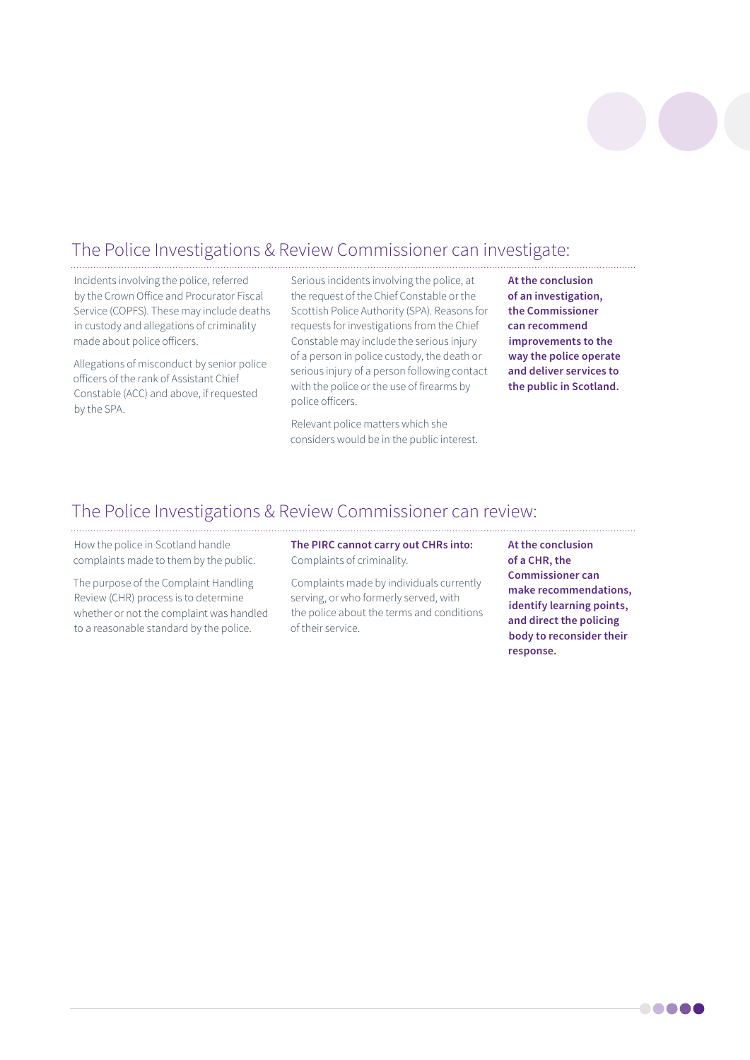## The Police Investigations & Review Commissioner can investigate:

Incidents involving the police, referred by the Crown Office and Procurator Fiscal Service (COPFS). These may include deaths in custody and allegations of criminality made about police officers.

Allegations of misconduct by senior police officers of the rank of Assistant Chief Constable (ACC) and above, if requested by the SPA.

Serious incidents involving the police, at the request of the Chief Constable or the Scottish Police Authority (SPA). Reasons for requests for investigations from the Chief Constable may include the serious injury of a person in police custody, the death or serious injury of a person following contact with the police or the use of firearms by police officers.

Relevant police matters which she considers would be in the public interest.

**At the conclusion of an investigation, the Commissioner can recommend improvements to the way the police operate and deliver services to the public in Scotland.**

## The Police Investigations & Review Commissioner can review:

How the police in Scotland handle complaints made to them by the public.

The purpose of the Complaint Handling Review (CHR) process is to determine whether or not the complaint was handled to a reasonable standard by the police.

**The PIRC cannot carry out CHRs into:**
Complaints of criminality.

Complaints made by individuals currently serving, or who formerly served, with the police about the terms and conditions of their service.

**At the conclusion of a CHR, the Commissioner can make recommendations, identify learning points, and direct the policing body to reconsider their response.**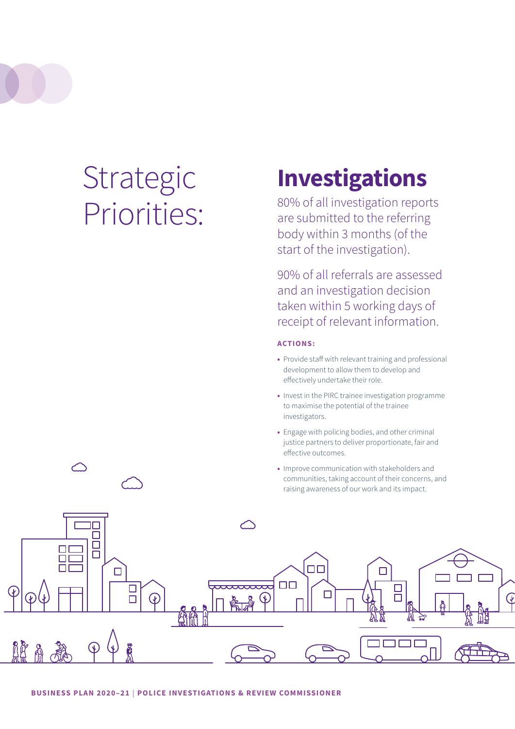# Strategic Priorities:

## Investigations

80% of all investigation reports are submitted to the referring body within 3 months (of the start of the investigation).

90% of all referrals are assessed and an investigation decision taken within 5 working days of receipt of relevant information.

**ACTIONS:**

- Provide staff with relevant training and professional development to allow them to develop and effectively undertake their role.
- Invest in the PIRC trainee investigation programme to maximise the potential of the trainee investigators.
- Engage with policing bodies, and other criminal justice partners to deliver proportionate, fair and effective outcomes.
- Improve communication with stakeholders and communities, taking account of their concerns, and raising awareness of our work and its impact.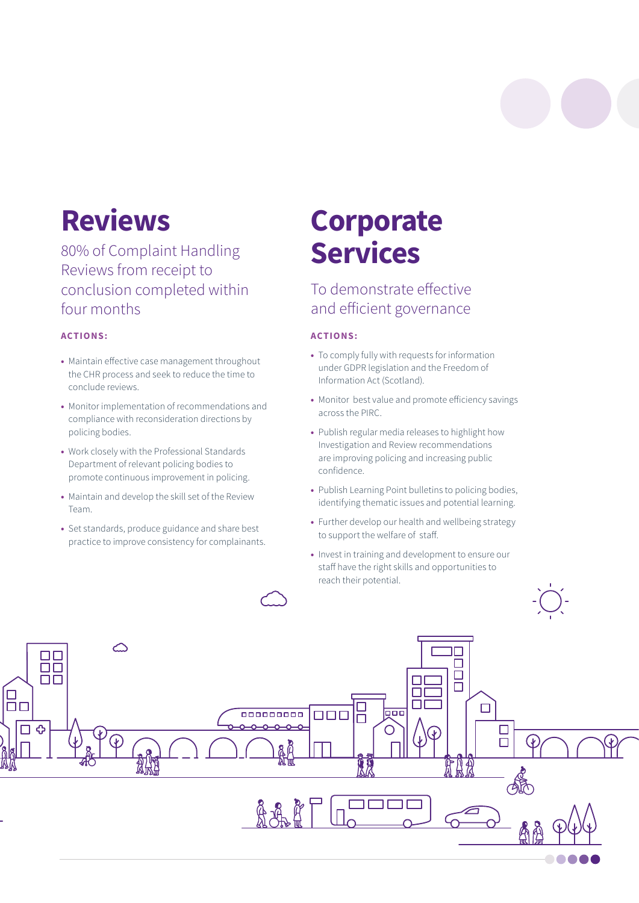# Reviews

80% of Complaint Handling Reviews from receipt to conclusion completed within four months

**ACTIONS:**

- Maintain effective case management throughout the CHR process and seek to reduce the time to conclude reviews.
- Monitor implementation of recommendations and compliance with reconsideration directions by policing bodies.
- Work closely with the Professional Standards Department of relevant policing bodies to promote continuous improvement in policing.
- Maintain and develop the skill set of the Review Team.
- Set standards, produce guidance and share best practice to improve consistency for complainants.

# Corporate Services

To demonstrate effective and efficient governance

**ACTIONS:**

- To comply fully with requests for information under GDPR legislation and the Freedom of Information Act (Scotland).
- Monitor best value and promote efficiency savings across the PIRC.
- Publish regular media releases to highlight how Investigation and Review recommendations are improving policing and increasing public confidence.
- Publish Learning Point bulletins to policing bodies, identifying thematic issues and potential learning.
- Further develop our health and wellbeing strategy to support the welfare of staff.
- Invest in training and development to ensure our staff have the right skills and opportunities to reach their potential.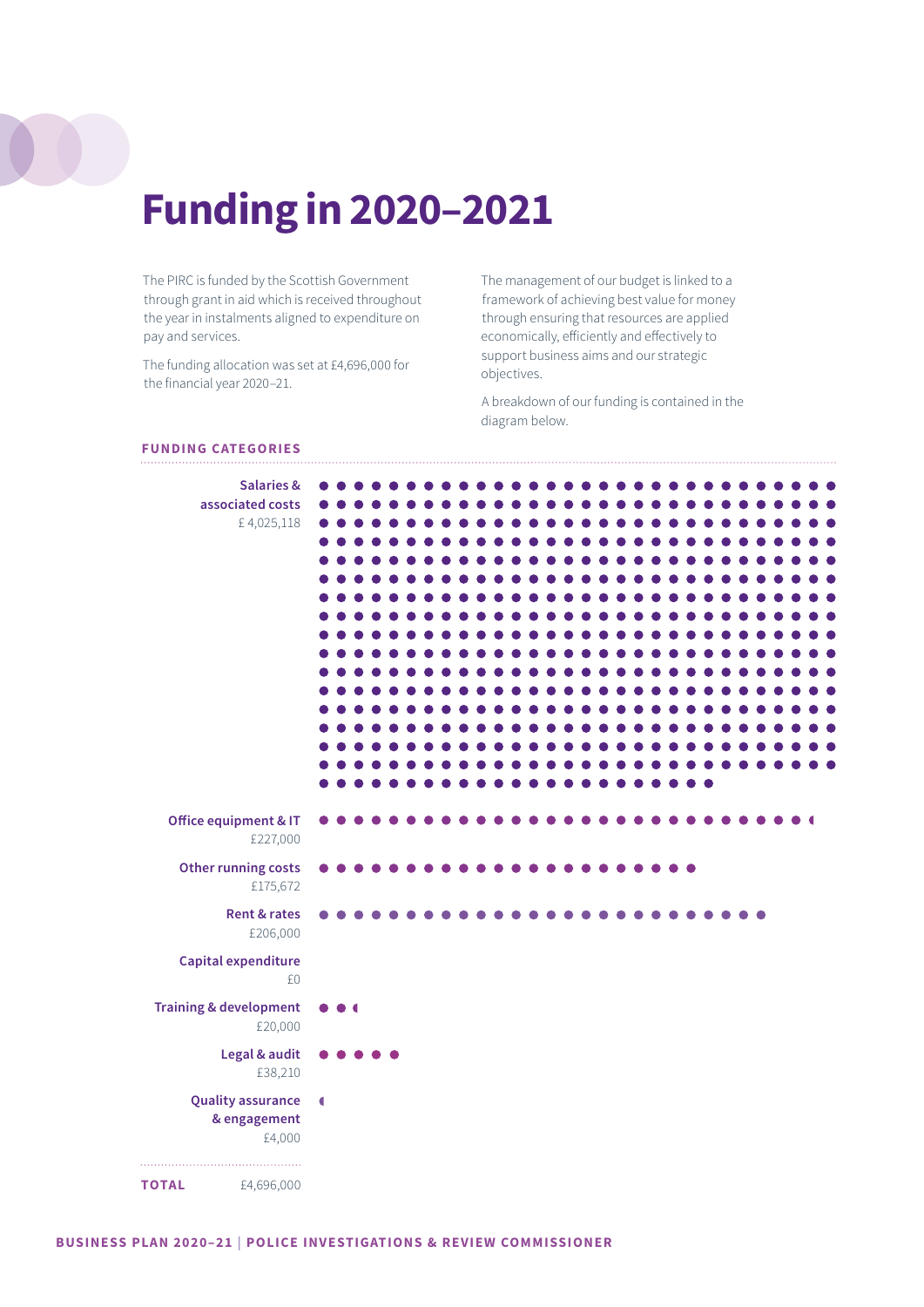# Funding in 2020–2021

The PIRC is funded by the Scottish Government through grant in aid which is received throughout the year in instalments aligned to expenditure on pay and services.

The funding allocation was set at £4,696,000 for the financial year 2020–21.

The management of our budget is linked to a framework of achieving best value for money through ensuring that resources are applied economically, efficiently and effectively to support business aims and our strategic objectives.

A breakdown of our funding is contained in the diagram below.

**FUNDING CATEGORIES**

| Category | Amount |
|---|---|
| Salaries & associated costs | £ 4,025,118 |
| Office equipment & IT | £227,000 |
| Other running costs | £175,672 |
| Rent & rates | £206,000 |
| Capital expenditure | £0 |
| Training & development | £20,000 |
| Legal & audit | £38,210 |
| Quality assurance & engagement | £4,000 |
| **TOTAL** | £4,696,000 |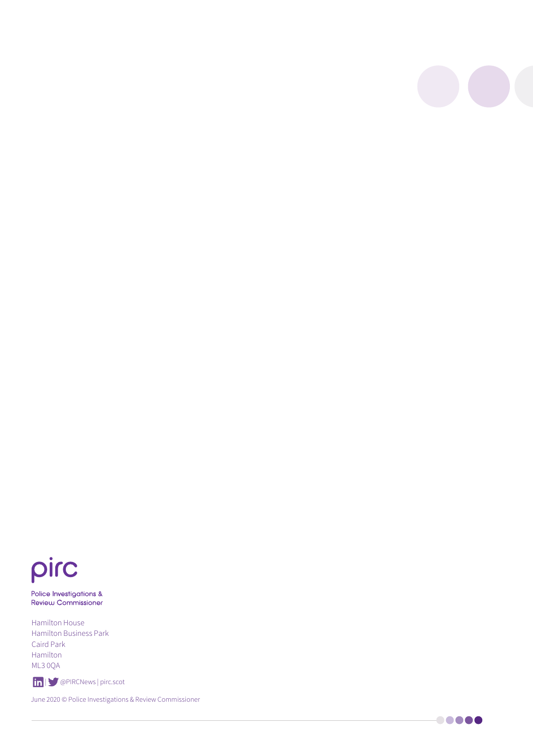pirc

Police Investigations &
Review Commissioner

Hamilton House
Hamilton Business Park
Caird Park
Hamilton
ML3 0QA

| @PIRCNews | pirc.scot

June 2020 © Police Investigations & Review Commissioner